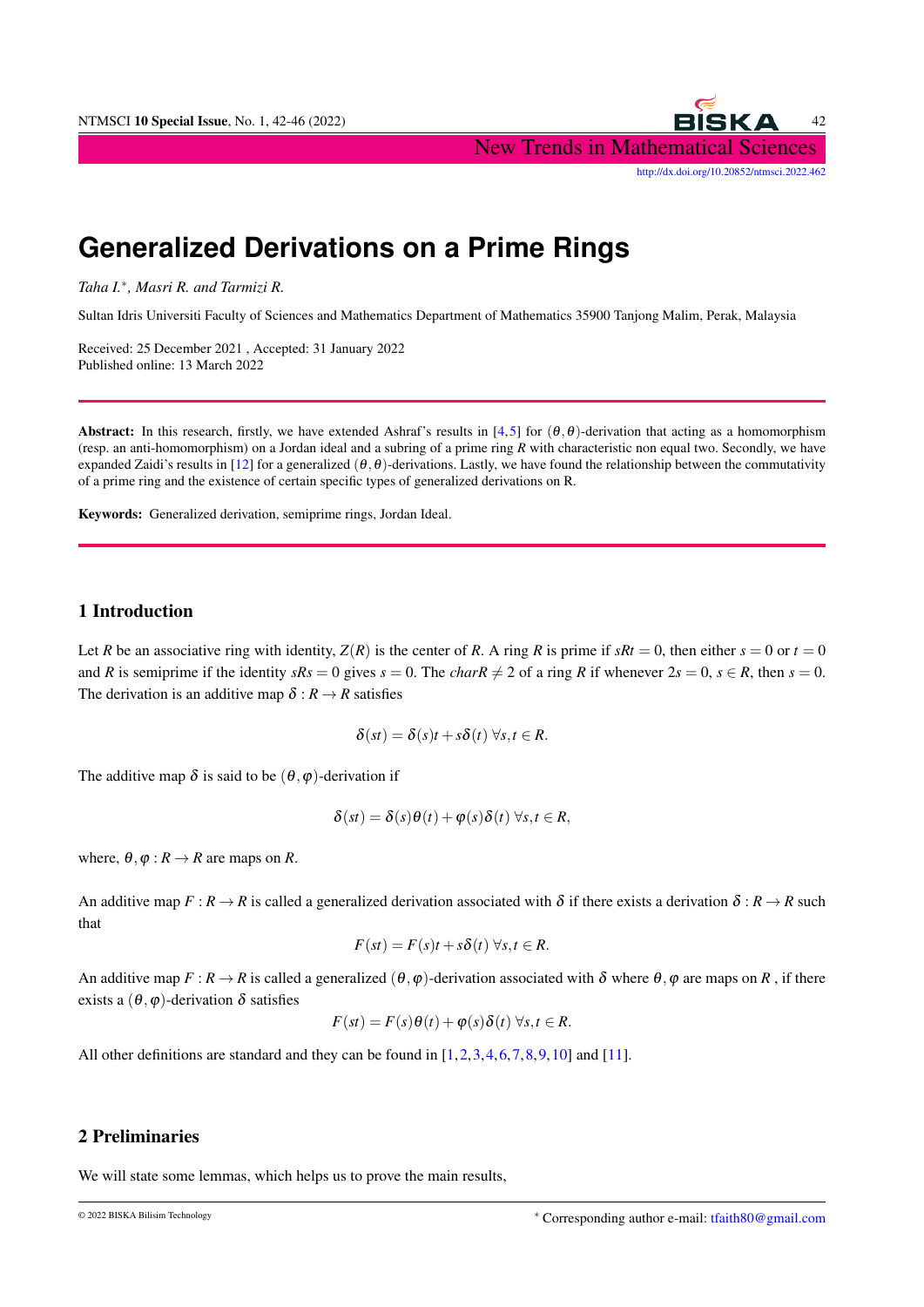# Generalized Derivations on a Prime Rings

*Taha I.*, Masri R. and Tarmizi R.*

Sultan Idris Universiti Faculty of Sciences and Mathematics Department of Mathematics 35900 Tanjong Malim, Perak, Malaysia

Received: 25 December 2021 , Accepted: 31 January 2022
Published online: 13 March 2022

**Abstract:** In this research, firstly, we have extended Ashraf's results in [4,5] for $(\theta,\theta)$-derivation that acting as a homomorphism (resp. an anti-homomorphism) on a Jordan ideal and a subring of a prime ring $R$ with characteristic non equal two. Secondly, we have expanded Zaidi's results in [12] for a generalized $(\theta,\theta)$-derivations. Lastly, we have found the relationship between the commutativity of a prime ring and the existence of certain specific types of generalized derivations on R.

**Keywords:** Generalized derivation, semiprime rings, Jordan Ideal.

## 1 Introduction

Let $R$ be an associative ring with identity, $Z(R)$ is the center of $R$. A ring $R$ is prime if $sRt = 0$, then either $s = 0$ or $t = 0$ and $R$ is semiprime if the identity $sRs = 0$ gives $s = 0$. The $charR \neq 2$ of a ring $R$ if whenever $2s = 0$, $s \in R$, then $s = 0$. The derivation is an additive map $\delta : R \to R$ satisfies

$$\delta(st) = \delta(s)t + s\delta(t) \ \forall s,t \in R.$$

The additive map $\delta$ is said to be $(\theta,\varphi)$-derivation if

$$\delta(st) = \delta(s)\theta(t) + \varphi(s)\delta(t) \ \forall s,t \in R,$$

where, $\theta,\varphi : R \to R$ are maps on $R$.

An additive map $F : R \to R$ is called a generalized derivation associated with $\delta$ if there exists a derivation $\delta : R \to R$ such that

$$F(st) = F(s)t + s\delta(t) \ \forall s,t \in R.$$

An additive map $F : R \to R$ is called a generalized $(\theta,\varphi)$-derivation associated with $\delta$ where $\theta,\varphi$ are maps on $R$ , if there exists a $(\theta,\varphi)$-derivation $\delta$ satisfies

$$F(st) = F(s)\theta(t) + \varphi(s)\delta(t) \ \forall s,t \in R.$$

All other definitions are standard and they can be found in [1,2,3,4,6,7,8,9,10] and [11].

## 2 Preliminaries

We will state some lemmas, which helps us to prove the main results,

* Corresponding author e-mail: tfaith80@gmail.com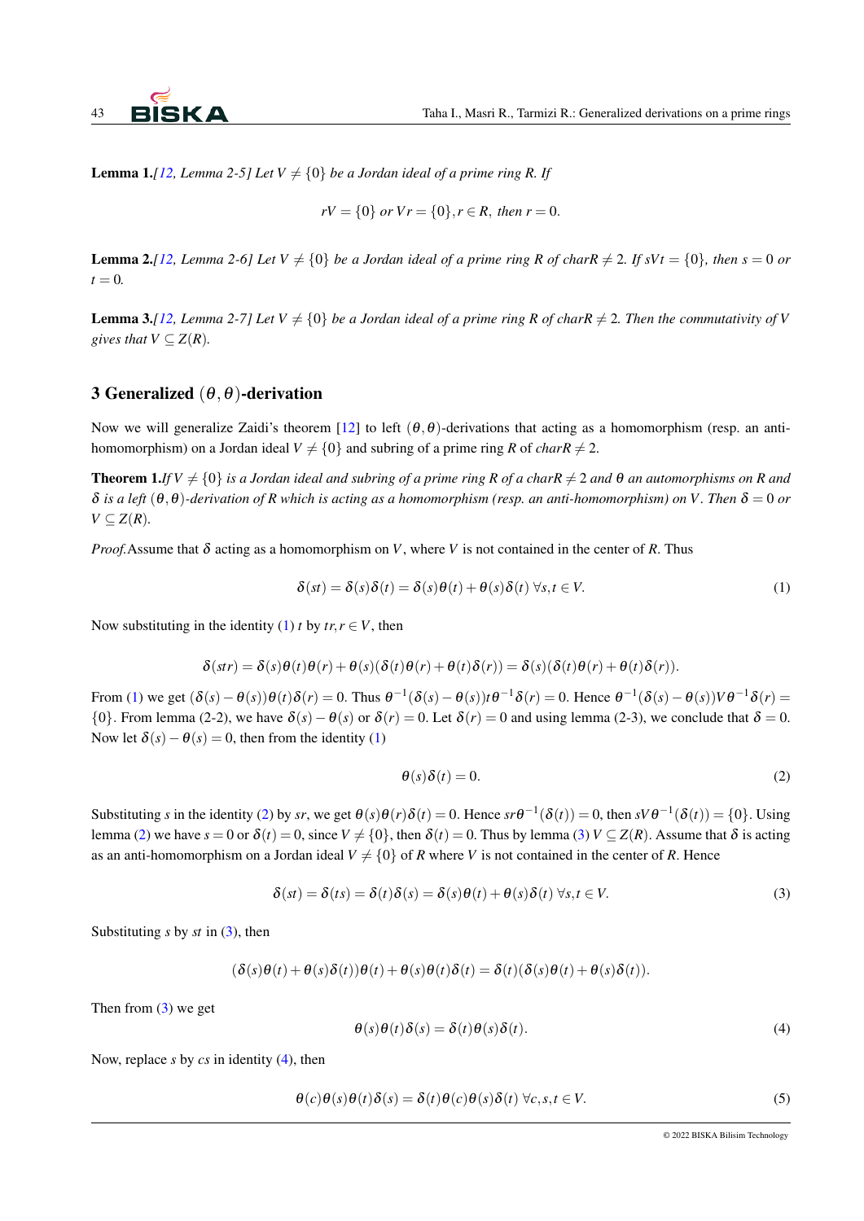**Lemma 1.***[12, Lemma 2-5] Let $V \neq \{0\}$ be a Jordan ideal of a prime ring $R$. If*

$$rV = \{0\} \text{ or } Vr = \{0\}, r \in R, \text{ then } r = 0.$$

**Lemma 2.***[12, Lemma 2-6] Let $V \neq \{0\}$ be a Jordan ideal of a prime ring $R$ of $charR \neq 2$. If $sVt = \{0\}$, then $s = 0$ or $t = 0$.*

**Lemma 3.***[12, Lemma 2-7] Let $V \neq \{0\}$ be a Jordan ideal of a prime ring $R$ of $charR \neq 2$. Then the commutativity of $V$ gives that $V \subseteq Z(R)$.*

## 3 Generalized $(\theta, \theta)$-derivation

Now we will generalize Zaidi's theorem [12] to left $(\theta, \theta)$-derivations that acting as a homomorphism (resp. an anti-homomorphism) on a Jordan ideal $V \neq \{0\}$ and subring of a prime ring $R$ of $charR \neq 2$.

**Theorem 1.***If $V \neq \{0\}$ is a Jordan ideal and subring of a prime ring $R$ of a $charR \neq 2$ and $\theta$ an automorphisms on $R$ and $\delta$ is a left $(\theta, \theta)$-derivation of $R$ which is acting as a homomorphism (resp. an anti-homomorphism) on $V$. Then $\delta = 0$ or $V \subseteq Z(R)$.*

*Proof.*Assume that $\delta$ acting as a homomorphism on $V$, where $V$ is not contained in the center of $R$. Thus

$$\delta(st) = \delta(s)\delta(t) = \delta(s)\theta(t) + \theta(s)\delta(t) \ \forall s, t \in V. \tag{1}$$

Now substituting in the identity (1) $t$ by $tr, r \in V$, then

$$\delta(str) = \delta(s)\theta(t)\theta(r) + \theta(s)(\delta(t)\theta(r) + \theta(t)\delta(r)) = \delta(s)(\delta(t)\theta(r) + \theta(t)\delta(r)).$$

From (1) we get $(\delta(s) - \theta(s))\theta(t)\delta(r) = 0$. Thus $\theta^{-1}(\delta(s) - \theta(s))t\theta^{-1}\delta(r) = 0$. Hence $\theta^{-1}(\delta(s) - \theta(s))V\theta^{-1}\delta(r) = \{0\}$. From lemma (2-2), we have $\delta(s) - \theta(s)$ or $\delta(r) = 0$. Let $\delta(r) = 0$ and using lemma (2-3), we conclude that $\delta = 0$. Now let $\delta(s) - \theta(s) = 0$, then from the identity (1)

$$\theta(s)\delta(t) = 0. \tag{2}$$

Substituting $s$ in the identity (2) by $sr$, we get $\theta(s)\theta(r)\delta(t) = 0$. Hence $sr\theta^{-1}(\delta(t)) = 0$, then $sV\theta^{-1}(\delta(t)) = \{0\}$. Using lemma (2) we have $s = 0$ or $\delta(t) = 0$, since $V \neq \{0\}$, then $\delta(t) = 0$. Thus by lemma (3) $V \subseteq Z(R)$. Assume that $\delta$ is acting as an anti-homomorphism on a Jordan ideal $V \neq \{0\}$ of $R$ where $V$ is not contained in the center of $R$. Hence

$$\delta(st) = \delta(ts) = \delta(t)\delta(s) = \delta(s)\theta(t) + \theta(s)\delta(t) \ \forall s, t \in V. \tag{3}$$

Substituting $s$ by $st$ in (3), then

$$(\delta(s)\theta(t) + \theta(s)\delta(t))\theta(t) + \theta(s)\theta(t)\delta(t) = \delta(t)(\delta(s)\theta(t) + \theta(s)\delta(t)).$$

Then from (3) we get

$$\theta(s)\theta(t)\delta(s) = \delta(t)\theta(s)\delta(t). \tag{4}$$

Now, replace $s$ by $cs$ in identity (4), then

$$\theta(c)\theta(s)\theta(t)\delta(s) = \delta(t)\theta(c)\theta(s)\delta(t) \ \forall c, s, t \in V. \tag{5}$$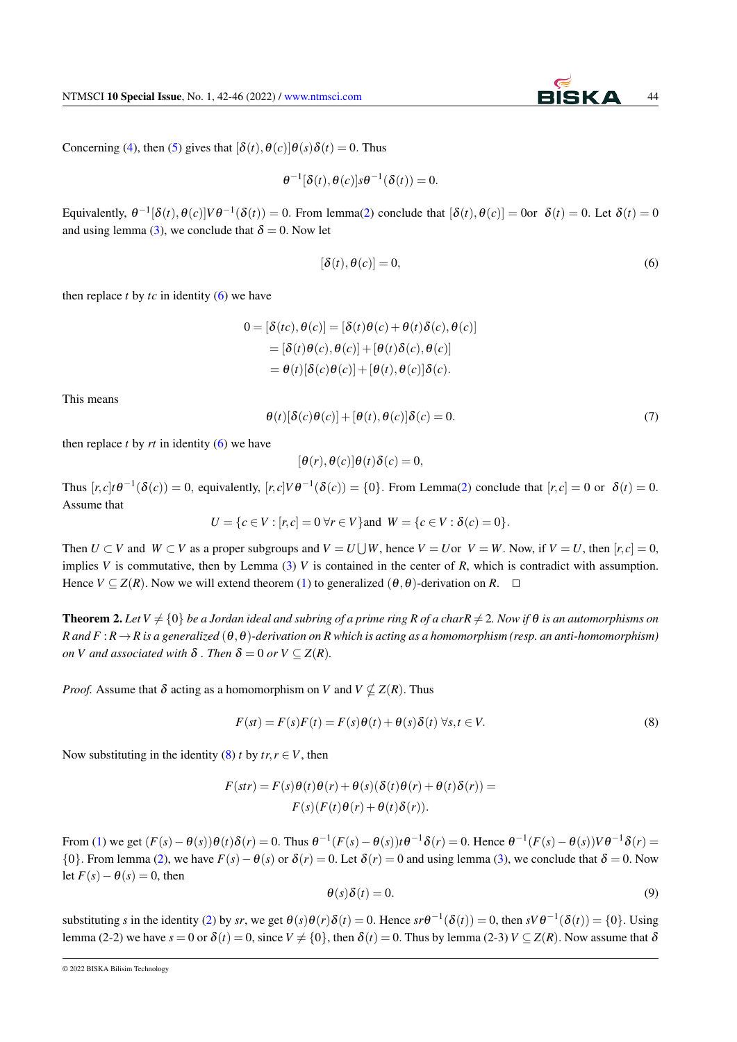Concerning (4), then (5) gives that $[\delta(t), \theta(c)]\theta(s)\delta(t) = 0$. Thus

$$\theta^{-1}[\delta(t), \theta(c)]s\theta^{-1}(\delta(t)) = 0.$$

Equivalently, $\theta^{-1}[\delta(t), \theta(c)]V\theta^{-1}(\delta(t)) = 0$. From lemma(2) conclude that $[\delta(t), \theta(c)] = 0$or $\delta(t) = 0$. Let $\delta(t) = 0$ and using lemma (3), we conclude that $\delta = 0$. Now let

$$[\delta(t), \theta(c)] = 0, \tag{6}$$

then replace $t$ by $tc$ in identity (6) we have

$$\begin{aligned}
0 = [\delta(tc), \theta(c)] &= [\delta(t)\theta(c) + \theta(t)\delta(c), \theta(c)] \\
&= [\delta(t)\theta(c), \theta(c)] + [\theta(t)\delta(c), \theta(c)] \\
&= \theta(t)[\delta(c)\theta(c)] + [\theta(t), \theta(c)]\delta(c).
\end{aligned}$$

This means

$$\theta(t)[\delta(c)\theta(c)] + [\theta(t), \theta(c)]\delta(c) = 0. \tag{7}$$

then replace $t$ by $rt$ in identity (6) we have

$$[\theta(r), \theta(c)]\theta(t)\delta(c) = 0,$$

Thus $[r,c]t\theta^{-1}(\delta(c)) = 0$, equivalently, $[r,c]V\theta^{-1}(\delta(c)) = \{0\}$. From Lemma(2) conclude that $[r,c] = 0$ or $\delta(t) = 0$. Assume that

$$U = \{c \in V : [r,c] = 0\ \forall r \in V\} \text{and } W = \{c \in V : \delta(c) = 0\}.$$

Then $U \subset V$ and $W \subset V$ as a proper subgroups and $V = U \bigcup W$, hence $V = U$or $V = W$. Now, if $V = U$, then $[r,c] = 0$, implies $V$ is commutative, then by Lemma (3) $V$ is contained in the center of $R$, which is contradict with assumption. Hence $V \subseteq Z(R)$. Now we will extend theorem (1) to generalized $(\theta, \theta)$-derivation on $R$. $\square$

**Theorem 2.** *Let $V \neq \{0\}$ be a Jordan ideal and subring of a prime ring $R$ of a char$R \neq 2$. Now if $\theta$ is an automorphisms on $R$ and $F : R \to R$ is a generalized $(\theta, \theta)$-derivation on $R$ which is acting as a homomorphism (resp. an anti-homomorphism) on $V$ and associated with $\delta$ . Then $\delta = 0$ or $V \subseteq Z(R)$.*

*Proof.* Assume that $\delta$ acting as a homomorphism on $V$ and $V \nsubseteq Z(R)$. Thus

$$F(st) = F(s)F(t) = F(s)\theta(t) + \theta(s)\delta(t)\ \forall s,t \in V. \tag{8}$$

Now substituting in the identity (8) $t$ by $tr, r \in V$, then

$$\begin{aligned}
F(str) = F(s)\theta(t)\theta(r) + \theta(s)(\delta(t)\theta(r) + \theta(t)\delta(r)) = \\
F(s)(F(t)\theta(r) + \theta(t)\delta(r)).
\end{aligned}$$

From (1) we get $(F(s) - \theta(s))\theta(t)\delta(r) = 0$. Thus $\theta^{-1}(F(s) - \theta(s))t\theta^{-1}\delta(r) = 0$. Hence $\theta^{-1}(F(s) - \theta(s))V\theta^{-1}\delta(r) = \{0\}$. From lemma (2), we have $F(s) - \theta(s)$ or $\delta(r) = 0$. Let $\delta(r) = 0$ and using lemma (3), we conclude that $\delta = 0$. Now let $F(s) - \theta(s) = 0$, then

$$\theta(s)\delta(t) = 0. \tag{9}$$

substituting $s$ in the identity (2) by $sr$, we get $\theta(s)\theta(r)\delta(t) = 0$. Hence $sr\theta^{-1}(\delta(t)) = 0$, then $sV\theta^{-1}(\delta(t)) = \{0\}$. Using lemma (2-2) we have $s = 0$ or $\delta(t) = 0$, since $V \neq \{0\}$, then $\delta(t) = 0$. Thus by lemma (2-3) $V \subseteq Z(R)$. Now assume that $\delta$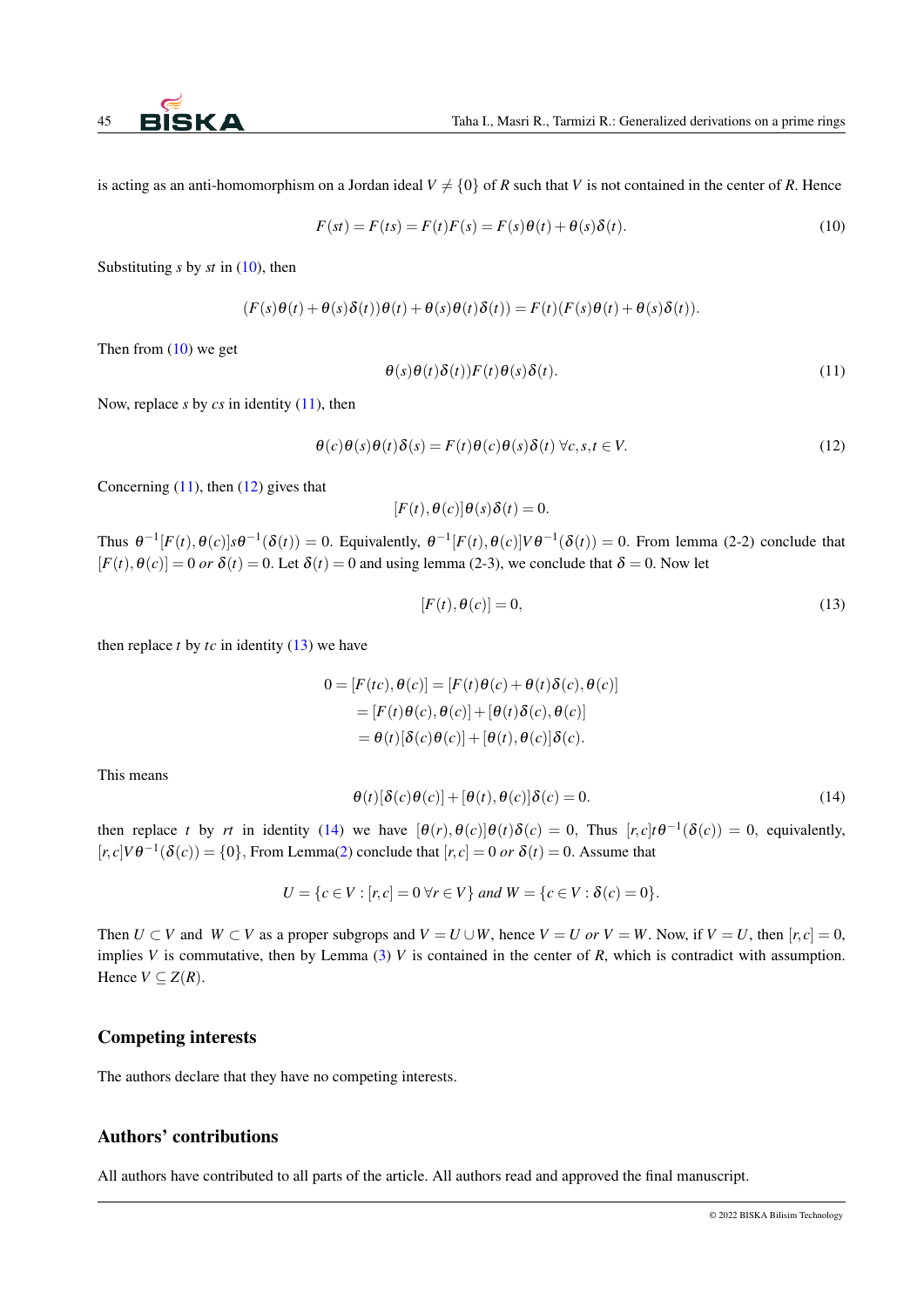is acting as an anti-homomorphism on a Jordan ideal $V \neq \{0\}$ of $R$ such that $V$ is not contained in the center of $R$. Hence

$$F(st) = F(ts) = F(t)F(s) = F(s)\theta(t) + \theta(s)\delta(t). \tag{10}$$

Substituting $s$ by $st$ in (10), then

$$(F(s)\theta(t) + \theta(s)\delta(t))\theta(t) + \theta(s)\theta(t)\delta(t)) = F(t)(F(s)\theta(t) + \theta(s)\delta(t)).$$

Then from (10) we get

$$\theta(s)\theta(t)\delta(t))F(t)\theta(s)\delta(t). \tag{11}$$

Now, replace $s$ by $cs$ in identity (11), then

$$\theta(c)\theta(s)\theta(t)\delta(s) = F(t)\theta(c)\theta(s)\delta(t)\ \forall c,s,t \in V. \tag{12}$$

Concerning (11), then (12) gives that

$$[F(t), \theta(c)]\theta(s)\delta(t) = 0.$$

Thus $\theta^{-1}[F(t), \theta(c)]s\theta^{-1}(\delta(t)) = 0$. Equivalently, $\theta^{-1}[F(t), \theta(c)]V\theta^{-1}(\delta(t)) = 0$. From lemma (2-2) conclude that $[F(t), \theta(c)] = 0$ *or* $\delta(t) = 0$. Let $\delta(t) = 0$ and using lemma (2-3), we conclude that $\delta = 0$. Now let

$$[F(t), \theta(c)] = 0, \tag{13}$$

then replace $t$ by $tc$ in identity (13) we have

$$\begin{aligned}
0 = [F(tc), \theta(c)] &= [F(t)\theta(c) + \theta(t)\delta(c), \theta(c)] \\
&= [F(t)\theta(c), \theta(c)] + [\theta(t)\delta(c), \theta(c)] \\
&= \theta(t)[\delta(c)\theta(c)] + [\theta(t), \theta(c)]\delta(c).
\end{aligned}$$

This means

$$\theta(t)[\delta(c)\theta(c)] + [\theta(t), \theta(c)]\delta(c) = 0. \tag{14}$$

then replace $t$ by $rt$ in identity (14) we have $[\theta(r), \theta(c)]\theta(t)\delta(c) = 0$, Thus $[r,c]t\theta^{-1}(\delta(c)) = 0$, equivalently, $[r,c]V\theta^{-1}(\delta(c)) = \{0\}$, From Lemma(2) conclude that $[r,c] = 0$ *or* $\delta(t) = 0$. Assume that

$$U = \{c \in V : [r,c] = 0\ \forall r \in V\} \text{ and } W = \{c \in V : \delta(c) = 0\}.$$

Then $U \subset V$ and $W \subset V$ as a proper subgrops and $V = U \cup W$, hence $V = U$ *or* $V = W$. Now, if $V = U$, then $[r,c] = 0$, implies $V$ is commutative, then by Lemma (3) $V$ is contained in the center of $R$, which is contradict with assumption. Hence $V \subseteq Z(R)$.

## Competing interests

The authors declare that they have no competing interests.

## Authors' contributions

All authors have contributed to all parts of the article. All authors read and approved the final manuscript.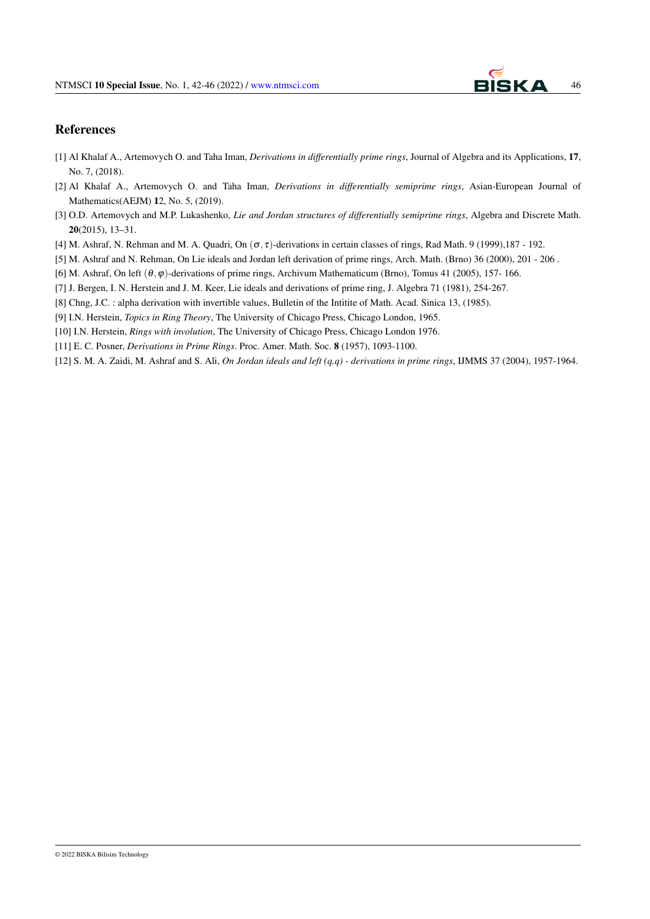## References

[1] Al Khalaf A., Artemovych O. and Taha Iman, *Derivations in differentially prime rings*, Journal of Algebra and its Applications, **17**, No. 7, (2018).

[2] Al Khalaf A., Artemovych O. and Taha Iman, *Derivations in differentially semiprime rings*, Asian-European Journal of Mathematics(AEJM) **1**2, No. 5, (2019).

[3] O.D. Artemovych and M.P. Lukashenko, *Lie and Jordan structures of differentially semiprime rings*, Algebra and Discrete Math. **20**(2015), 13–31.

[4] M. Ashraf, N. Rehman and M. A. Quadri, On $(\sigma, \tau)$-derivations in certain classes of rings, Rad Math. 9 (1999),187 - 192.

[5] M. Ashraf and N. Rehman, On Lie ideals and Jordan left derivation of prime rings, Arch. Math. (Brno) 36 (2000), 201 - 206 .

[6] M. Ashraf, On left $(\theta, \varphi)$-derivations of prime rings, Archivum Mathematicum (Brno), Tomus 41 (2005), 157- 166.

[7] J. Bergen, I. N. Herstein and J. M. Keer, Lie ideals and derivations of prime ring, J. Algebra 71 (1981), 254-267.

[8] Chng, J.C. : alpha derivation with invertible values, Bulletin of the Intitite of Math. Acad. Sinica 13, (1985).

[9] I.N. Herstein, *Topics in Ring Theory*, The University of Chicago Press, Chicago London, 1965.

[10] I.N. Herstein, *Rings with involution*, The University of Chicago Press, Chicago London 1976.

[11] E. C. Posner, *Derivations in Prime Rings*. Proc. Amer. Math. Soc. **8** (1957), 1093-1100.

[12] S. M. A. Zaidi, M. Ashraf and S. Ali, *On Jordan ideals and left (q,q) - derivations in prime rings*, IJMMS 37 (2004), 1957-1964.